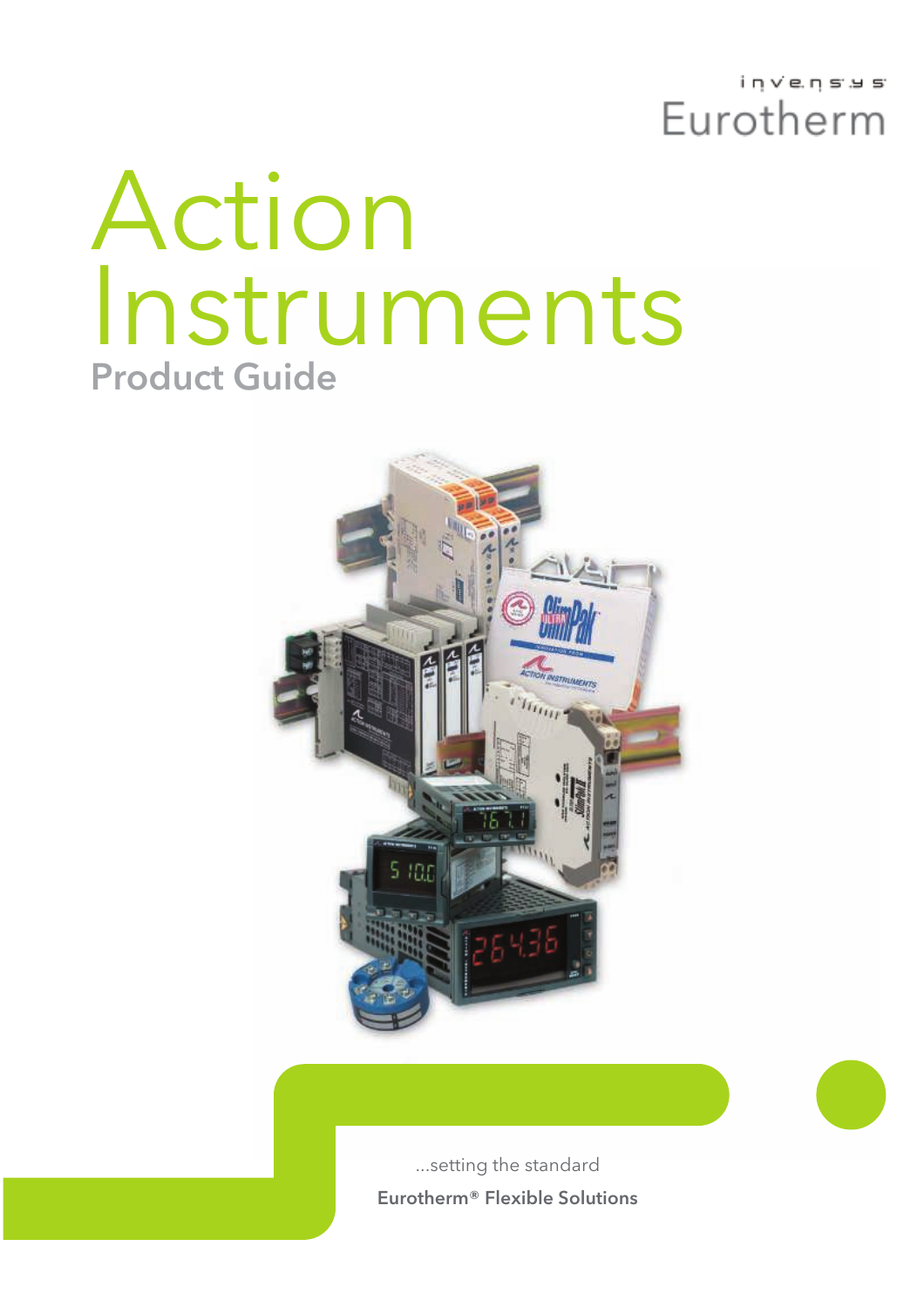invensys

Eurotherm

# Action Instruments

## Product Guide

...setting the standard

**Eurotherm® Flexible Solutions**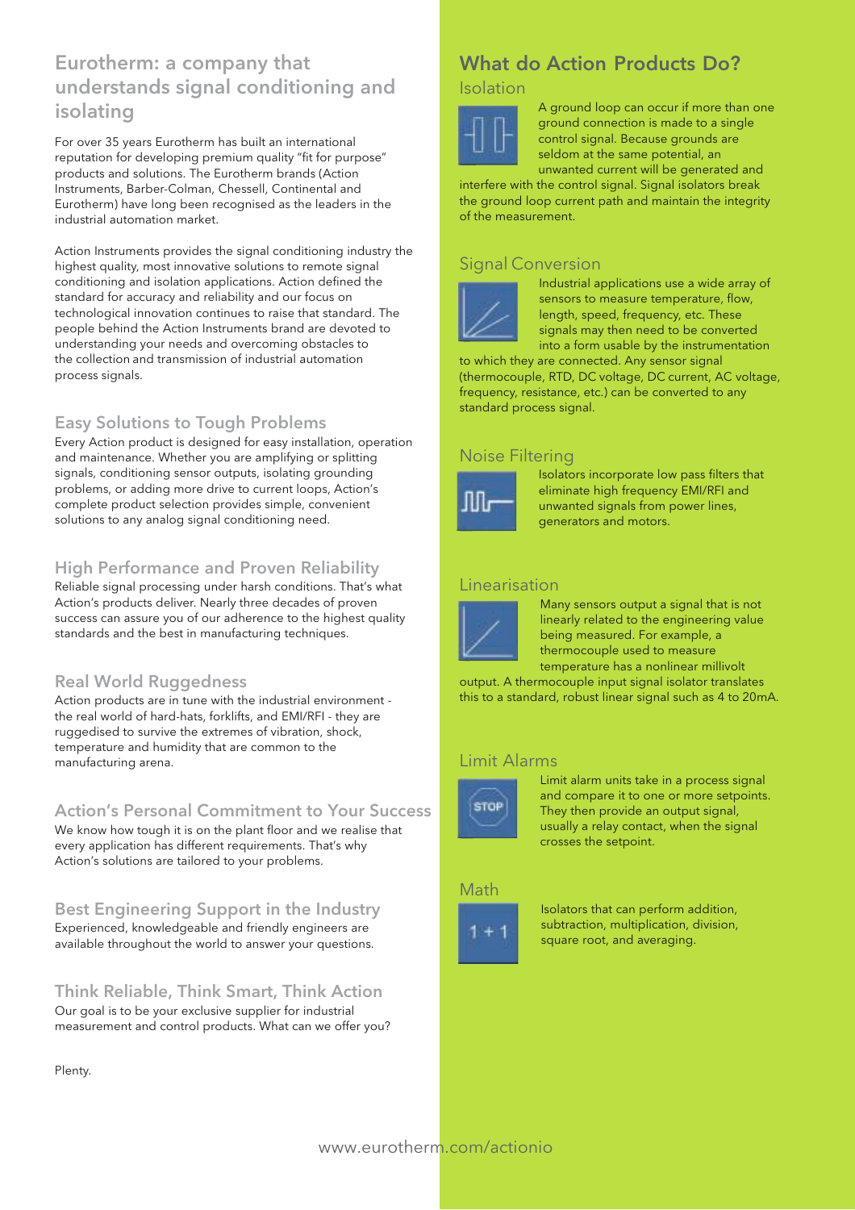## Eurotherm: a company that understands signal conditioning and isolating

For over 35 years Eurotherm has built an international reputation for developing premium quality "fit for purpose" products and solutions. The Eurotherm brands (Action Instruments, Barber-Colman, Chessell, Continental and Eurotherm) have long been recognised as the leaders in the industrial automation market.

Action Instruments provides the signal conditioning industry the highest quality, most innovative solutions to remote signal conditioning and isolation applications. Action defined the standard for accuracy and reliability and our focus on technological innovation continues to raise that standard. The people behind the Action Instruments brand are devoted to understanding your needs and overcoming obstacles to the collection and transmission of industrial automation process signals.

### Easy Solutions to Tough Problems

Every Action product is designed for easy installation, operation and maintenance. Whether you are amplifying or splitting signals, conditioning sensor outputs, isolating grounding problems, or adding more drive to current loops, Action's complete product selection provides simple, convenient solutions to any analog signal conditioning need.

### High Performance and Proven Reliability

Reliable signal processing under harsh conditions. That's what Action's products deliver. Nearly three decades of proven success can assure you of our adherence to the highest quality standards and the best in manufacturing techniques.

### Real World Ruggedness

Action products are in tune with the industrial environment - the real world of hard-hats, forklifts, and EMI/RFI - they are ruggedised to survive the extremes of vibration, shock, temperature and humidity that are common to the manufacturing arena.

### Action's Personal Commitment to Your Success

We know how tough it is on the plant floor and we realise that every application has different requirements. That's why Action's solutions are tailored to your problems.

### Best Engineering Support in the Industry

Experienced, knowledgeable and friendly engineers are available throughout the world to answer your questions.

### Think Reliable, Think Smart, Think Action

Our goal is to be your exclusive supplier for industrial measurement and control products. What can we offer you?

Plenty.

## What do Action Products Do?

### Isolation

A ground loop can occur if more than one ground connection is made to a single control signal. Because grounds are seldom at the same potential, an unwanted current will be generated and interfere with the control signal. Signal isolators break the ground loop current path and maintain the integrity of the measurement.

### Signal Conversion

Industrial applications use a wide array of sensors to measure temperature, flow, length, speed, frequency, etc. These signals may then need to be converted into a form usable by the instrumentation to which they are connected. Any sensor signal (thermocouple, RTD, DC voltage, DC current, AC voltage, frequency, resistance, etc.) can be converted to any standard process signal.

### Noise Filtering

Isolators incorporate low pass filters that eliminate high frequency EMI/RFI and unwanted signals from power lines, generators and motors.

### Linearisation

Many sensors output a signal that is not linearly related to the engineering value being measured. For example, a thermocouple used to measure temperature has a nonlinear millivolt output. A thermocouple input signal isolator translates this to a standard, robust linear signal such as 4 to 20mA.

### Limit Alarms

Limit alarm units take in a process signal and compare it to one or more setpoints. They then provide an output signal, usually a relay contact, when the signal crosses the setpoint.

### Math

Isolators that can perform addition, subtraction, multiplication, division, square root, and averaging.

www.eurotherm.com/actionio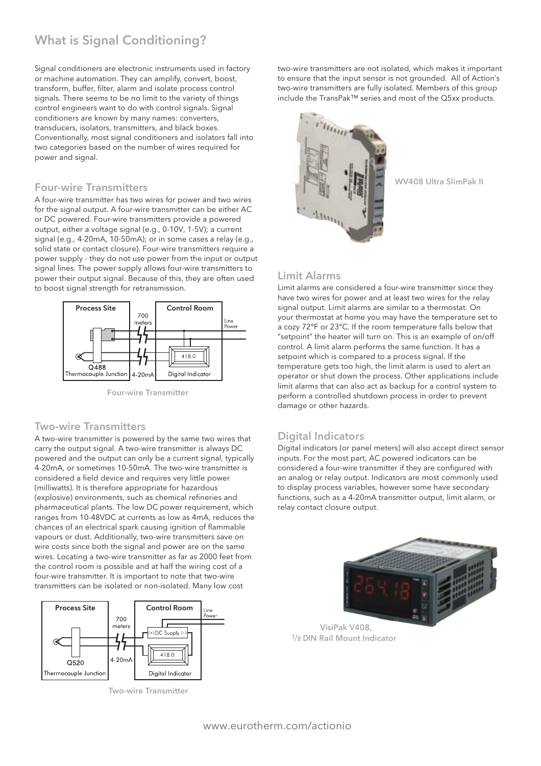# What is Signal Conditioning?

Signal conditioners are electronic instruments used in factory or machine automation. They can amplify, convert, boost, transform, buffer, filter, alarm and isolate process control signals. There seems to be no limit to the variety of things control engineers want to do with control signals. Signal conditioners are known by many names: converters, transducers, isolators, transmitters, and black boxes. Conventionally, most signal conditioners and isolators fall into two categories based on the number of wires required for power and signal.

## Four-wire Transmitters

A four-wire transmitter has two wires for power and two wires for the signal output. A four-wire transmitter can be either AC or DC powered. Four-wire transmitters provide a powered output, either a voltage signal (e.g., 0-10V, 1-5V); a current signal (e.g., 4-20mA, 10-50mA); or in some cases a relay (e.g., solid state or contact closure). Four-wire transmitters require a power supply - they do not use power from the input or output signal lines. The power supply allows four-wire transmitters to power their output signal. Because of this, they are often used to boost signal strength for retransmission.

Four-wire Transmitter

## Two-wire Transmitters

A two-wire transmitter is powered by the same two wires that carry the output signal. A two-wire transmitter is always DC powered and the output can only be a current signal, typically 4-20mA, or sometimes 10-50mA. The two-wire transmitter is considered a field device and requires very little power (milliwatts). It is therefore appropriate for hazardous (explosive) environments, such as chemical refineries and pharmaceutical plants. The low DC power requirement, which ranges from 10-48VDC at currents as low as 4mA, reduces the chances of an electrical spark causing ignition of flammable vapours or dust. Additionally, two-wire transmitters save on wire costs since both the signal and power are on the same wires. Locating a two-wire transmitter as far as 2000 feet from the control room is possible and at half the wiring cost of a four-wire transmitter. It is important to note that two-wire transmitters can be isolated or non-isolated. Many low cost two-wire transmitters are not isolated, which makes it important to ensure that the input sensor is not grounded. All of Action's two-wire transmitters are fully isolated. Members of this group include the TransPak™ series and most of the Q5xx products.

Two-wire Transmitter

WV408 Ultra SlimPak II

## Limit Alarms

Limit alarms are considered a four-wire transmitter since they have two wires for power and at least two wires for the relay signal output. Limit alarms are similar to a thermostat. On your thermostat at home you may have the temperature set to a cozy 72°F or 23°C. If the room temperature falls below that "setpoint" the heater will turn on. This is an example of on/off control. A limit alarm performs the same function. It has a setpoint which is compared to a process signal. If the temperature gets too high, the limit alarm is used to alert an operator or shut down the process. Other applications include limit alarms that can also act as backup for a control system to perform a controlled shutdown process in order to prevent damage or other hazards.

## Digital Indicators

Digital indicators (or panel meters) will also accept direct sensor inputs. For the most part, AC powered indicators can be considered a four-wire transmitter if they are configured with an analog or relay output. Indicators are most commonly used to display process variables, however some have secondary functions, such as a 4-20mA transmitter output, limit alarm, or relay contact closure output.

VisiPak V408,
1/8 DIN Rail Mount Indicator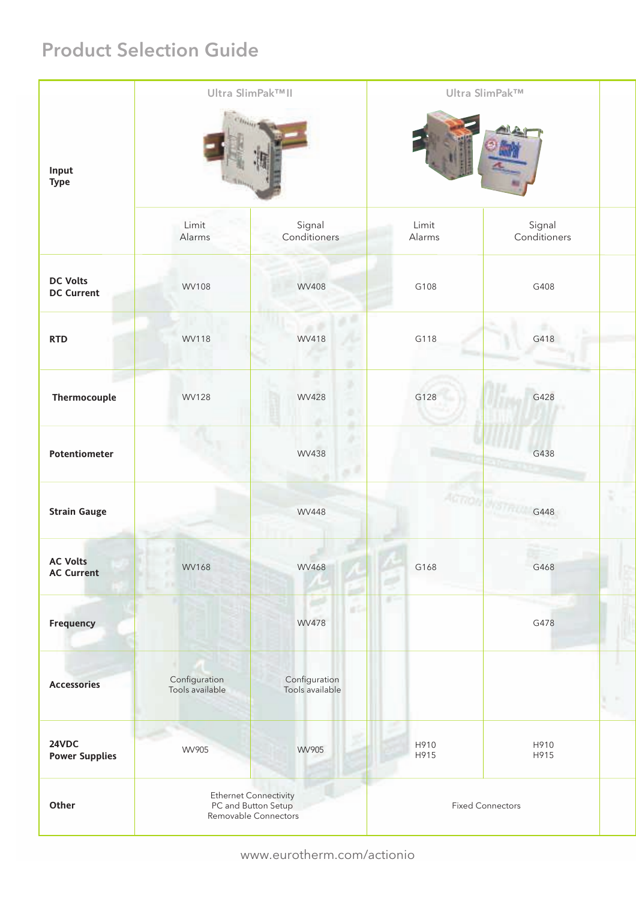# Product Selection Guide

| Input Type | Ultra SlimPak™II | | Ultra SlimPak™ | |
|---|---|---|---|---|
| | Limit Alarms | Signal Conditioners | Limit Alarms | Signal Conditioners |
| **DC Volts DC Current** | WV108 | WV408 | G108 | G408 |
| **RTD** | WV118 | WV418 | G118 | G418 |
| **Thermocouple** | WV128 | WV428 | G128 | G428 |
| **Potentiometer** | | WV438 | | G438 |
| **Strain Gauge** | | WV448 | | G448 |
| **AC Volts AC Current** | WV168 | WV468 | G168 | G468 |
| **Frequency** | | WV478 | | G478 |
| **Accessories** | Configuration Tools available | Configuration Tools available | | |
| **24VDC Power Supplies** | WV905 | WV905 | H910 H915 | H910 H915 |
| **Other** | Ethernet Connectivity PC and Button Setup Removable Connectors | | Fixed Connectors | |

www.eurotherm.com/actionio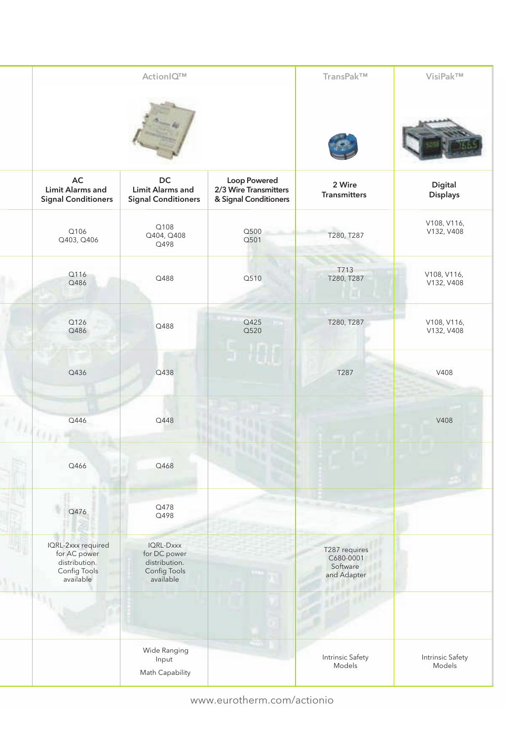| | ActionIQ™ | | | TransPak™ | VisiPak™ |
|---|---|---|---|---|---|
| | AC Limit Alarms and Signal Conditioners | DC Limit Alarms and Signal Conditioners | Loop Powered 2/3 Wire Transmitters & Signal Conditioners | 2 Wire Transmitters | Digital Displays |
| | Q106 Q403, Q406 | Q108 Q404, Q408 Q498 | Q500 Q501 | T280, T287 | V108, V116, V132, V408 |
| | Q116 Q486 | Q488 | Q510 | T713 T280, T287 | V108, V116, V132, V408 |
| | Q126 Q486 | Q488 | Q425 Q520 | T280, T287 | V108, V116, V132, V408 |
| | Q436 | Q438 | | T287 | V408 |
| | Q446 | Q448 | | | V408 |
| | Q466 | Q468 | | | |
| | Q476 | Q478 Q498 | | | |
| | IQRL-2xxx required for AC power distribution. Config Tools available | IQRL-Dxxx for DC power distribution. Config Tools available | | T287 requires C680-0001 Software and Adapter | |
| | | | | | |
| | | Wide Ranging Input<br><br>Math Capability | | Intrinsic Safety Models | Intrinsic Safety Models |

www.eurotherm.com/actionio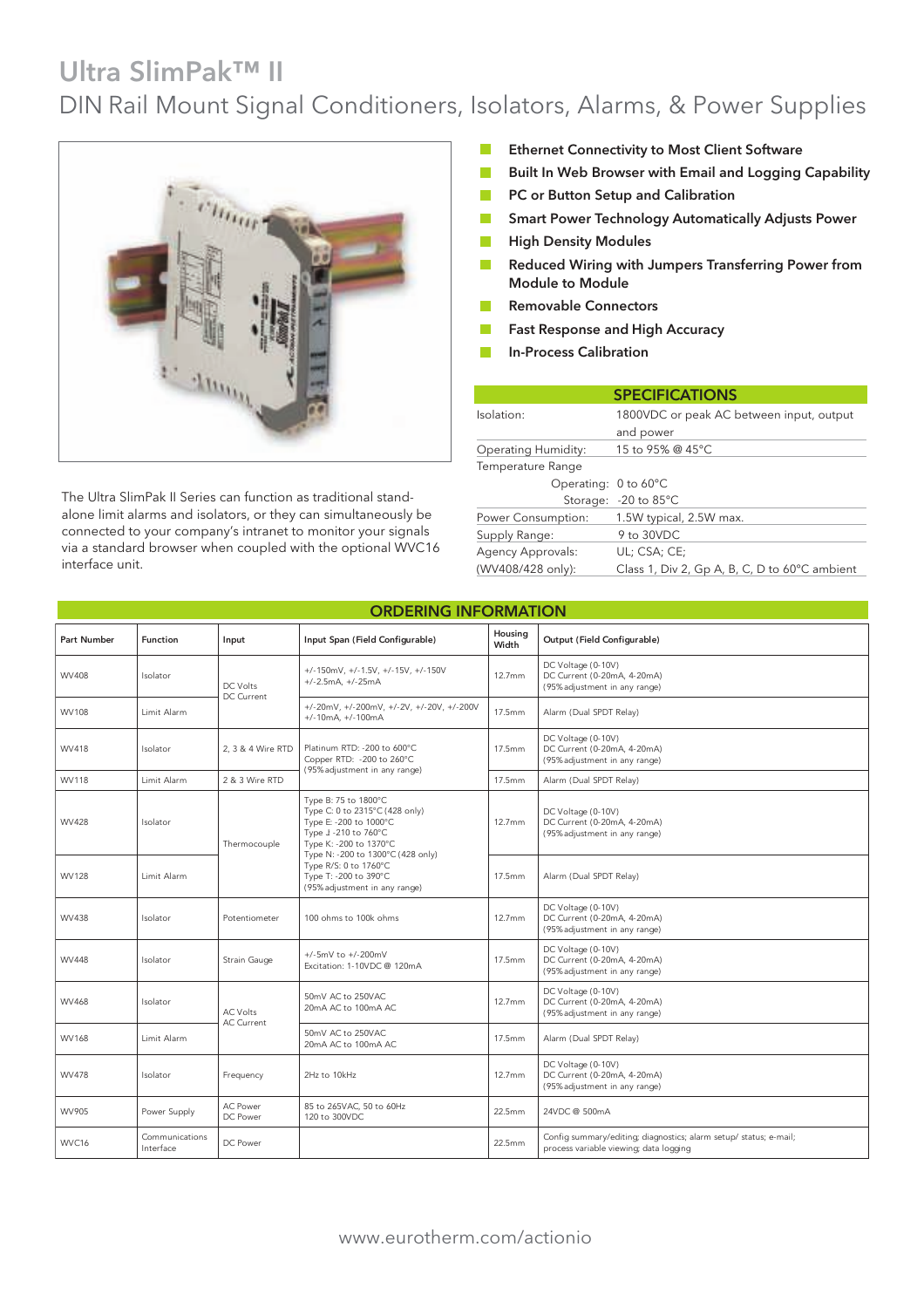# Ultra SlimPak™ II

## DIN Rail Mount Signal Conditioners, Isolators, Alarms, & Power Supplies

- Ethernet Connectivity to Most Client Software
- Built In Web Browser with Email and Logging Capability
- PC or Button Setup and Calibration
- Smart Power Technology Automatically Adjusts Power
- High Density Modules
- Reduced Wiring with Jumpers Transferring Power from Module to Module
- Removable Connectors
- Fast Response and High Accuracy
- In-Process Calibration

The Ultra SlimPak II Series can function as traditional stand-alone limit alarms and isolators, or they can simultaneously be connected to your company's intranet to monitor your signals via a standard browser when coupled with the optional WVC16 interface unit.

### SPECIFICATIONS

| | |
|---|---|
| Isolation: | 1800VDC or peak AC between input, output and power |
| Operating Humidity: | 15 to 95% @ 45°C |
| Temperature Range | |
| Operating: | 0 to 60°C |
| Storage: | -20 to 85°C |
| Power Consumption: | 1.5W typical, 2.5W max. |
| Supply Range: | 9 to 30VDC |
| Agency Approvals: | UL; CSA; CE; |
| (WV408/428 only): | Class 1, Div 2, Gp A, B, C, D to 60°C ambient |

### ORDERING INFORMATION

| Part Number | Function | Input | Input Span (Field Configurable) | Housing Width | Output (Field Configurable) |
|---|---|---|---|---|---|
| WV408 | Isolator | DC Volts DC Current | +/-150mV, +/-1.5V, +/-15V, +/-150V +/-2.5mA, +/-25mA | 12.7mm | DC Voltage (0-10V) DC Current (0-20mA, 4-20mA) (95% adjustment in any range) |
| WV108 | Limit Alarm | DC Volts DC Current | +/-20mV, +/-200mV, +/-2V, +/-20V, +/-200V +/-10mA, +/-100mA | 17.5mm | Alarm (Dual SPDT Relay) |
| WV418 | Isolator | 2, 3 & 4 Wire RTD | Platinum RTD: -200 to 600°C Copper RTD: -200 to 260°C (95% adjustment in any range) | 17.5mm | DC Voltage (0-10V) DC Current (0-20mA, 4-20mA) (95% adjustment in any range) |
| WV118 | Limit Alarm | 2 & 3 Wire RTD | Platinum RTD: -200 to 600°C Copper RTD: -200 to 260°C (95% adjustment in any range) | 17.5mm | Alarm (Dual SPDT Relay) |
| WV428 | Isolator | Thermocouple | Type B: 75 to 1800°C Type C: 0 to 2315°C (428 only) Type E: -200 to 1000°C Type J -210 to 760°C Type K: -200 to 1370°C Type N: -200 to 1300°C (428 only) Type R/S: 0 to 1760°C Type T: -200 to 390°C (95% adjustment in any range) | 12.7mm | DC Voltage (0-10V) DC Current (0-20mA, 4-20mA) (95% adjustment in any range) |
| WV128 | Limit Alarm | Thermocouple | Type B: 75 to 1800°C Type C: 0 to 2315°C (428 only) Type E: -200 to 1000°C Type J -210 to 760°C Type K: -200 to 1370°C Type N: -200 to 1300°C (428 only) Type R/S: 0 to 1760°C Type T: -200 to 390°C (95% adjustment in any range) | 17.5mm | Alarm (Dual SPDT Relay) |
| WV438 | Isolator | Potentiometer | 100 ohms to 100k ohms | 12.7mm | DC Voltage (0-10V) DC Current (0-20mA, 4-20mA) (95% adjustment in any range) |
| WV448 | Isolator | Strain Gauge | +/-5mV to +/-200mV Excitation: 1-10VDC @ 120mA | 17.5mm | DC Voltage (0-10V) DC Current (0-20mA, 4-20mA) (95% adjustment in any range) |
| WV468 | Isolator | AC Volts AC Current | 50mV AC to 250VAC 20mA AC to 100mA AC | 12.7mm | DC Voltage (0-10V) DC Current (0-20mA, 4-20mA) (95% adjustment in any range) |
| WV168 | Limit Alarm | AC Volts AC Current | 50mV AC to 250VAC 20mA AC to 100mA AC | 17.5mm | Alarm (Dual SPDT Relay) |
| WV478 | Isolator | Frequency | 2Hz to 10kHz | 12.7mm | DC Voltage (0-10V) DC Current (0-20mA, 4-20mA) (95% adjustment in any range) |
| WV905 | Power Supply | AC Power DC Power | 85 to 265VAC, 50 to 60Hz 120 to 300VDC | 22.5mm | 24VDC @ 500mA |
| WVC16 | Communications Interface | DC Power | | 22.5mm | Config summary/editing; diagnostics; alarm setup/ status; e-mail; process variable viewing; data logging |

www.eurotherm.com/actionio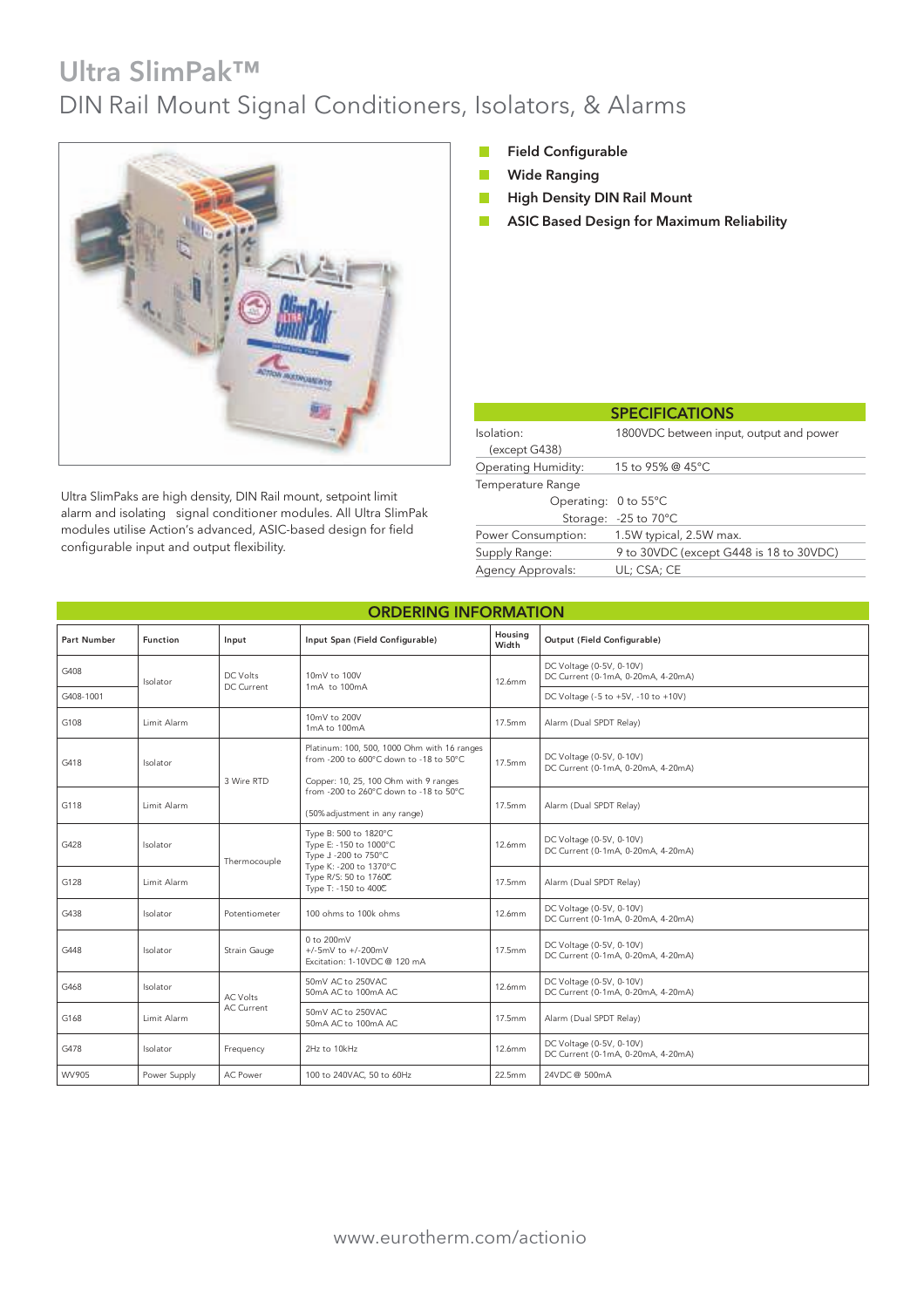# Ultra SlimPak™

## DIN Rail Mount Signal Conditioners, Isolators, & Alarms

- **Field Configurable**
- **Wide Ranging**
- **High Density DIN Rail Mount**
- **ASIC Based Design for Maximum Reliability**

Ultra SlimPaks are high density, DIN Rail mount, setpoint limit alarm and isolating signal conditioner modules. All Ultra SlimPak modules utilise Action's advanced, ASIC-based design for field configurable input and output flexibility.

### SPECIFICATIONS

| | |
|---|---|
| Isolation: (except G438) | 1800VDC between input, output and power |
| Operating Humidity: | 15 to 95% @ 45°C |
| Temperature Range Operating: | 0 to 55°C |
| Storage: | -25 to 70°C |
| Power Consumption: | 1.5W typical, 2.5W max. |
| Supply Range: | 9 to 30VDC (except G448 is 18 to 30VDC) |
| Agency Approvals: | UL; CSA; CE |

### ORDERING INFORMATION

| Part Number | Function | Input | Input Span (Field Configurable) | Housing Width | Output (Field Configurable) |
|---|---|---|---|---|---|
| G408 | Isolator | DC Volts DC Current | 10mV to 100V 1mA to 100mA | 12.6mm | DC Voltage (0-5V, 0-10V) DC Current (0-1mA, 0-20mA, 4-20mA) |
| G408-1001 | | | | | DC Voltage (-5 to +5V, -10 to +10V) |
| G108 | Limit Alarm | | 10mV to 200V 1mA to 100mA | 17.5mm | Alarm (Dual SPDT Relay) |
| G418 | Isolator | 3 Wire RTD | Platinum: 100, 500, 1000 Ohm with 16 ranges from -200 to 600°C down to -18 to 50°C<br>Copper: 10, 25, 100 Ohm with 9 ranges from -200 to 260°C down to -18 to 50°C<br>(50% adjustment in any range) | 17.5mm | DC Voltage (0-5V, 0-10V) DC Current (0-1mA, 0-20mA, 4-20mA) |
| G118 | Limit Alarm | | | 17.5mm | Alarm (Dual SPDT Relay) |
| G428 | Isolator | Thermocouple | Type B: 500 to 1820°C<br>Type E: -150 to 1000°C<br>Type J -200 to 750°C<br>Type K: -200 to 1370°C<br>Type R/S: 50 to 1760C<br>Type T: -150 to 400C | 12.6mm | DC Voltage (0-5V, 0-10V) DC Current (0-1mA, 0-20mA, 4-20mA) |
| G128 | Limit Alarm | | | 17.5mm | Alarm (Dual SPDT Relay) |
| G438 | Isolator | Potentiometer | 100 ohms to 100k ohms | 12.6mm | DC Voltage (0-5V, 0-10V) DC Current (0-1mA, 0-20mA, 4-20mA) |
| G448 | Isolator | Strain Gauge | 0 to 200mV<br>+/-5mV to +/-200mV<br>Excitation: 1-10VDC @ 120 mA | 17.5mm | DC Voltage (0-5V, 0-10V) DC Current (0-1mA, 0-20mA, 4-20mA) |
| G468 | Isolator | AC Volts AC Current | 50mV AC to 250VAC 50mA AC to 100mA AC | 12.6mm | DC Voltage (0-5V, 0-10V) DC Current (0-1mA, 0-20mA, 4-20mA) |
| G168 | Limit Alarm | | 50mV AC to 250VAC 50mA AC to 100mA AC | 17.5mm | Alarm (Dual SPDT Relay) |
| G478 | Isolator | Frequency | 2Hz to 10kHz | 12.6mm | DC Voltage (0-5V, 0-10V) DC Current (0-1mA, 0-20mA, 4-20mA) |
| WV905 | Power Supply | AC Power | 100 to 240VAC, 50 to 60Hz | 22.5mm | 24VDC @ 500mA |

www.eurotherm.com/actionio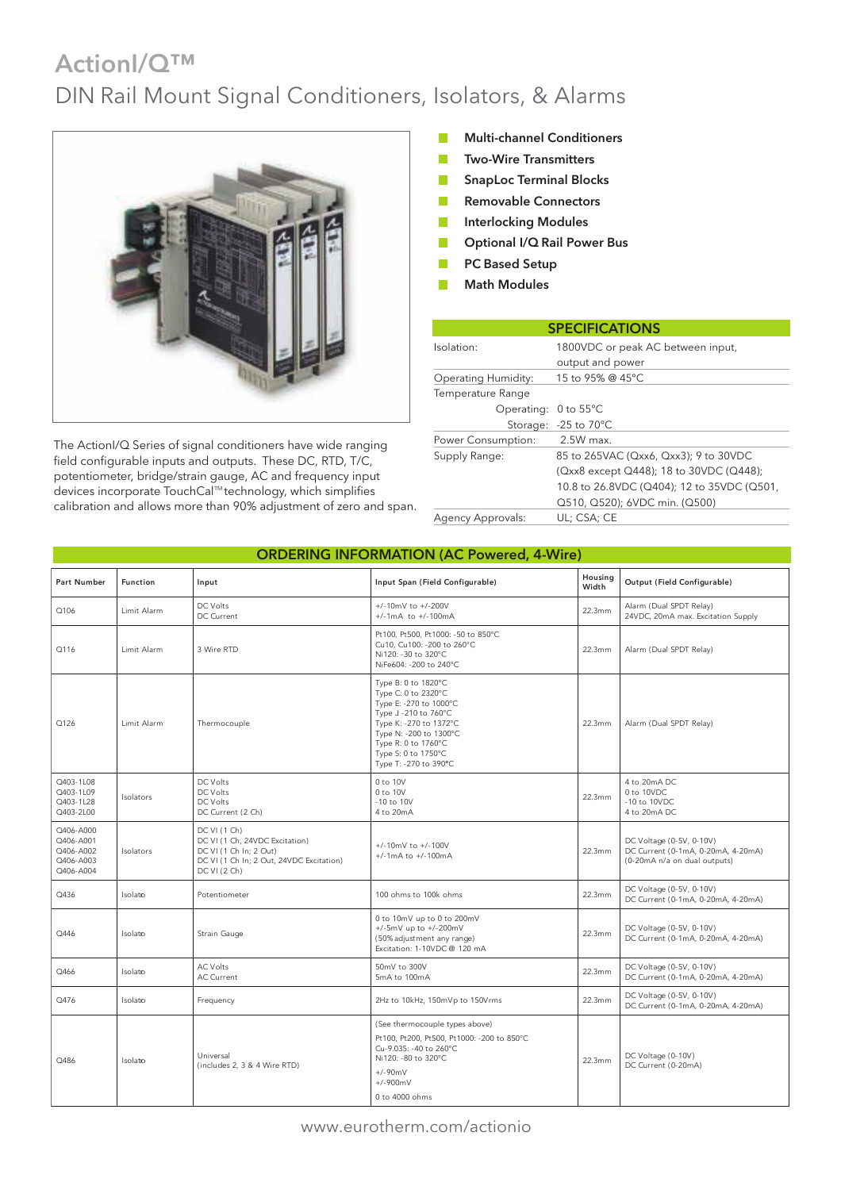# ActionI/Q™

## DIN Rail Mount Signal Conditioners, Isolators, & Alarms

- **Multi-channel Conditioners**
- **Two-Wire Transmitters**
- **SnapLoc Terminal Blocks**
- **Removable Connectors**
- **Interlocking Modules**
- **Optional I/Q Rail Power Bus**
- **PC Based Setup**
- **Math Modules**

The ActionI/Q Series of signal conditioners have wide ranging field configurable inputs and outputs. These DC, RTD, T/C, potentiometer, bridge/strain gauge, AC and frequency input devices incorporate TouchCal™technology, which simplifies calibration and allows more than 90% adjustment of zero and span.

### SPECIFICATIONS

| | |
|---|---|
| Isolation: | 1800VDC or peak AC between input, output and power |
| Operating Humidity: | 15 to 95% @ 45°C |
| Temperature Range | |
| Operating: | 0 to 55°C |
| Storage: | -25 to 70°C |
| Power Consumption: | 2.5W max. |
| Supply Range: | 85 to 265VAC (Qxx6, Qxx3); 9 to 30VDC (Qxx8 except Q448); 18 to 30VDC (Q448); 10.8 to 26.8VDC (Q404); 12 to 35VDC (Q501, Q510, Q520); 6VDC min. (Q500) |
| Agency Approvals: | UL; CSA; CE |

### ORDERING INFORMATION (AC Powered, 4-Wire)

| Part Number | Function | Input | Input Span (Field Configurable) | Housing Width | Output (Field Configurable) |
|---|---|---|---|---|---|
| Q106 | Limit Alarm | DC Volts<br>DC Current | +/-10mV to +/-200V<br>+/-1mA to +/-100mA | 22.3mm | Alarm (Dual SPDT Relay)<br>24VDC, 20mA max. Excitation Supply |
| Q116 | Limit Alarm | 3 Wire RTD | Pt100, Pt500, Pt1000: -50 to 850°C<br>Cu10, Cu100: -200 to 260°C<br>Ni120: -30 to 320°C<br>NiFe604: -200 to 240°C | 22.3mm | Alarm (Dual SPDT Relay) |
| Q126 | Limit Alarm | Thermocouple | Type B: 0 to 1820°C<br>Type C: 0 to 2320°C<br>Type E: -270 to 1000°C<br>Type J -210 to 760°C<br>Type K: -270 to 1372°C<br>Type N: -200 to 1300°C<br>Type R: 0 to 1760°C<br>Type S: 0 to 1750°C<br>Type T: -270 to 390°C | 22.3mm | Alarm (Dual SPDT Relay) |
| Q403-1L08<br>Q403-1L09<br>Q403-1L28<br>Q403-2L00 | Isolators | DC Volts<br>DC Volts<br>DC Volts<br>DC Current (2 Ch) | 0 to 10V<br>0 to 10V<br>-10 to 10V<br>4 to 20mA | 22.3mm | 4 to 20mA DC<br>0 to 10VDC<br>-10 to 10VDC<br>4 to 20mA DC |
| Q406-A000<br>Q406-A001<br>Q406-A002<br>Q406-A003<br>Q406-A004 | Isolators | DC VI (1 Ch)<br>DC VI (1 Ch, 24VDC Excitation)<br>DC VI (1 Ch In; 2 Out)<br>DC VI (1 Ch In; 2 Out, 24VDC Excitation)<br>DC VI (2 Ch) | +/-10mV to +/-100V<br>+/-1mA to +/-100mA | 22.3mm | DC Voltage (0-5V, 0-10V)<br>DC Current (0-1mA, 0-20mA, 4-20mA)<br>(0-20mA n/a on dual outputs) |
| Q436 | Isolato | Potentiometer | 100 ohms to 100k ohms | 22.3mm | DC Voltage (0-5V, 0-10V)<br>DC Current (0-1mA, 0-20mA, 4-20mA) |
| Q446 | Isolato | Strain Gauge | 0 to 10mV up to 0 to 200mV<br>+/-5mV up to +/-200mV<br>(50% adjustment any range)<br>Excitation: 1-10VDC @ 120 mA | 22.3mm | DC Voltage (0-5V, 0-10V)<br>DC Current (0-1mA, 0-20mA, 4-20mA) |
| Q466 | Isolato | AC Volts<br>AC Current | 50mV to 300V<br>5mA to 100mA | 22.3mm | DC Voltage (0-5V, 0-10V)<br>DC Current (0-1mA, 0-20mA, 4-20mA) |
| Q476 | Isolato | Frequency | 2Hz to 10kHz, 150mVp to 150Vrms | 22.3mm | DC Voltage (0-5V, 0-10V)<br>DC Current (0-1mA, 0-20mA, 4-20mA) |
| Q486 | Isolato | Universal<br>(includes 2, 3 & 4 Wire RTD) | (See thermocouple types above)<br>Pt100, Pt200, Pt500, Pt1000: -200 to 850°C<br>Cu-9.035: -40 to 260°C<br>Ni120: -80 to 320°C<br>+/-90mV<br>+/-900mV<br>0 to 4000 ohms | 22.3mm | DC Voltage (0-10V)<br>DC Current (0-20mA) |

www.eurotherm.com/actionio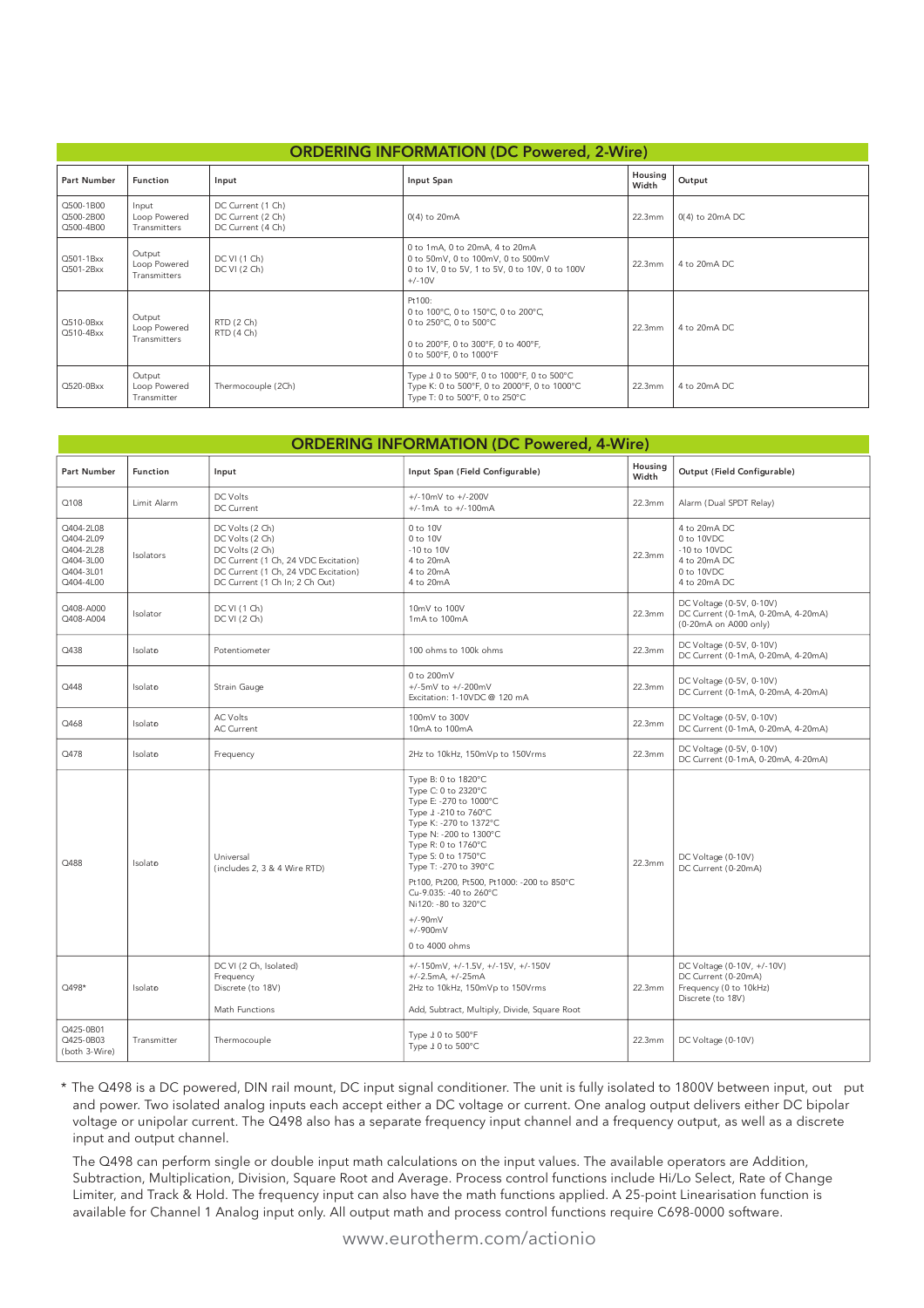## ORDERING INFORMATION (DC Powered, 2-Wire)

| Part Number | Function | Input | Input Span | Housing Width | Output |
|---|---|---|---|---|---|
| Q500-1B00<br>Q500-2B00<br>Q500-4B00 | Input Loop Powered Transmitters | DC Current (1 Ch)<br>DC Current (2 Ch)<br>DC Current (4 Ch) | 0(4) to 20mA | 22.3mm | 0(4) to 20mA DC |
| Q501-1Bxx<br>Q501-2Bxx | Output Loop Powered Transmitters | DC VI (1 Ch)<br>DC VI (2 Ch) | 0 to 1mA, 0 to 20mA, 4 to 20mA<br>0 to 50mV, 0 to 100mV, 0 to 500mV<br>0 to 1V, 0 to 5V, 1 to 5V, 0 to 10V, 0 to 100V<br>+/-10V | 22.3mm | 4 to 20mA DC |
| Q510-0Bxx<br>Q510-4Bxx | Output Loop Powered Transmitters | RTD (2 Ch)<br>RTD (4 Ch) | Pt100:<br>0 to 100°C, 0 to 150°C, 0 to 200°C,<br>0 to 250°C, 0 to 500°C<br><br>0 to 200°F, 0 to 300°F, 0 to 400°F,<br>0 to 500°F, 0 to 1000°F | 22.3mm | 4 to 20mA DC |
| Q520-0Bxx | Output Loop Powered Transmitter | Thermocouple (2Ch) | Type J: 0 to 500°F, 0 to 1000°F, 0 to 500°C<br>Type K: 0 to 500°F, 0 to 2000°F, 0 to 1000°C<br>Type T: 0 to 500°F, 0 to 250°C | 22.3mm | 4 to 20mA DC |

## ORDERING INFORMATION (DC Powered, 4-Wire)

| Part Number | Function | Input | Input Span (Field Configurable) | Housing Width | Output (Field Configurable) |
|---|---|---|---|---|---|
| Q108 | Limit Alarm | DC Volts<br>DC Current | +/-10mV to +/-200V<br>+/-1mA to +/-100mA | 22.3mm | Alarm (Dual SPDT Relay) |
| Q404-2L08<br>Q404-2L09<br>Q404-2L28<br>Q404-3L00<br>Q404-3L01<br>Q404-4L00 | Isolators | DC Volts (2 Ch)<br>DC Volts (2 Ch)<br>DC Volts (2 Ch)<br>DC Current (1 Ch, 24 VDC Excitation)<br>DC Current (1 Ch, 24 VDC Excitation)<br>DC Current (1 Ch In; 2 Ch Out) | 0 to 10V<br>0 to 10V<br>-10 to 10V<br>4 to 20mA<br>4 to 20mA<br>4 to 20mA | 22.3mm | 4 to 20mA DC<br>0 to 10VDC<br>-10 to 10VDC<br>4 to 20mA DC<br>0 to 10VDC<br>4 to 20mA DC |
| Q408-A000<br>Q408-A004 | Isolator | DC VI (1 Ch)<br>DC VI (2 Ch) | 10mV to 100V<br>1mA to 100mA | 22.3mm | DC Voltage (0-5V, 0-10V)<br>DC Current (0-1mA, 0-20mA, 4-20mA)<br>(0-20mA on A000 only) |
| Q438 | Isolator | Potentiometer | 100 ohms to 100k ohms | 22.3mm | DC Voltage (0-5V, 0-10V)<br>DC Current (0-1mA, 0-20mA, 4-20mA) |
| Q448 | Isolator | Strain Gauge | 0 to 200mV<br>+/-5mV to +/-200mV<br>Excitation: 1-10VDC @ 120 mA | 22.3mm | DC Voltage (0-5V, 0-10V)<br>DC Current (0-1mA, 0-20mA, 4-20mA) |
| Q468 | Isolator | AC Volts<br>AC Current | 100mV to 300V<br>10mA to 100mA | 22.3mm | DC Voltage (0-5V, 0-10V)<br>DC Current (0-1mA, 0-20mA, 4-20mA) |
| Q478 | Isolator | Frequency | 2Hz to 10kHz, 150mVp to 150Vrms | 22.3mm | DC Voltage (0-5V, 0-10V)<br>DC Current (0-1mA, 0-20mA, 4-20mA) |
| Q488 | Isolator | Universal<br>(includes 2, 3 & 4 Wire RTD) | Type B: 0 to 1820°C<br>Type C: 0 to 2320°C<br>Type E: -270 to 1000°C<br>Type J: -210 to 760°C<br>Type K: -270 to 1372°C<br>Type N: -200 to 1300°C<br>Type R: 0 to 1760°C<br>Type S: 0 to 1750°C<br>Type T: -270 to 390°C<br>Pt100, Pt200, Pt500, Pt1000: -200 to 850°C<br>Cu-9.035: -40 to 260°C<br>Ni120: -80 to 320°C<br>+/-90mV<br>+/-900mV<br>0 to 4000 ohms | 22.3mm | DC Voltage (0-10V)<br>DC Current (0-20mA) |
| Q498* | Isolator | DC VI (2 Ch, Isolated)<br>Frequency<br>Discrete (to 18V)<br><br>Math Functions | +/-150mV, +/-1.5V, +/-15V, +/-150V<br>+/-2.5mA, +/-25mA<br>2Hz to 10kHz, 150mVp to 150Vrms<br><br>Add, Subtract, Multiply, Divide, Square Root | 22.3mm | DC Voltage (0-10V, +/-10V)<br>DC Current (0-20mA)<br>Frequency (0 to 10kHz)<br>Discrete (to 18V) |
| Q425-0B01<br>Q425-0B03<br>(both 3-Wire) | Transmitter | Thermocouple | Type J: 0 to 500°F<br>Type J: 0 to 500°C | 22.3mm | DC Voltage (0-10V) |

\* The Q498 is a DC powered, DIN rail mount, DC input signal conditioner. The unit is fully isolated to 1800V between input, output and power. Two isolated analog inputs each accept either a DC voltage or current. One analog output delivers either DC bipolar voltage or unipolar current. The Q498 also has a separate frequency input channel and a frequency output, as well as a discrete input and output channel.

The Q498 can perform single or double input math calculations on the input values. The available operators are Addition, Subtraction, Multiplication, Division, Square Root and Average. Process control functions include Hi/Lo Select, Rate of Change Limiter, and Track & Hold. The frequency input can also have the math functions applied. A 25-point Linearisation function is available for Channel 1 Analog input only. All output math and process control functions require C698-0000 software.

www.eurotherm.com/actionio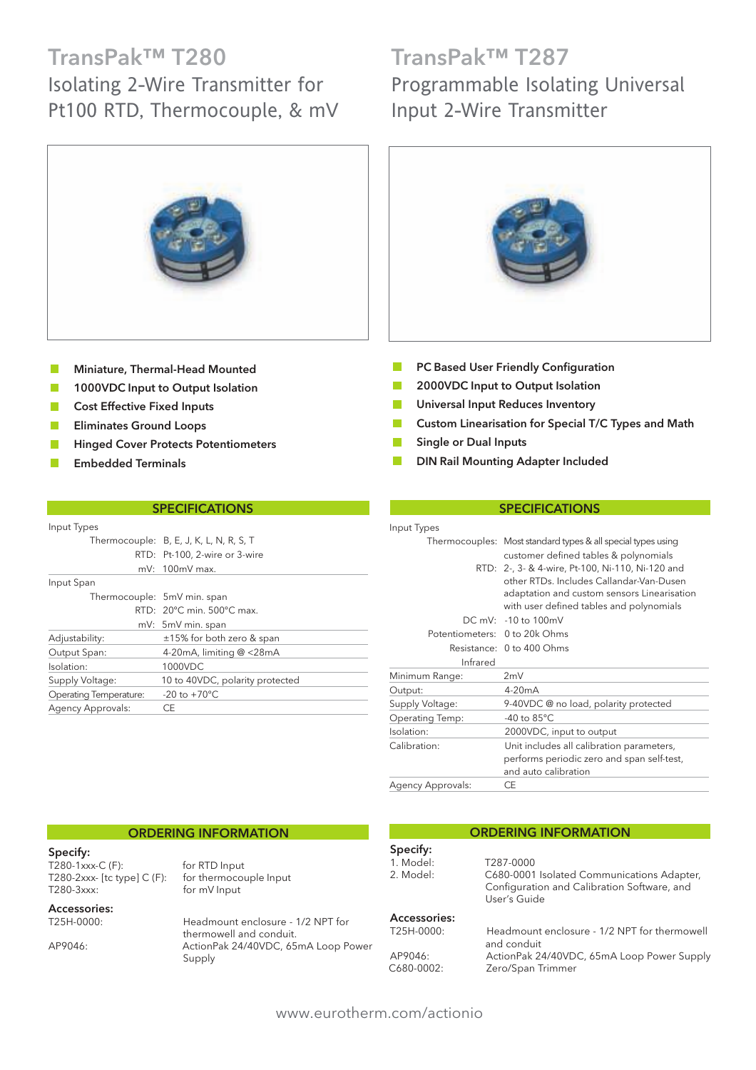# TransPak™ T280

## Isolating 2-Wire Transmitter for Pt100 RTD, Thermocouple, & mV

- **Miniature, Thermal-Head Mounted**
- **1000VDC Input to Output Isolation**
- **Cost Effective Fixed Inputs**
- **Eliminates Ground Loops**
- **Hinged Cover Protects Potentiometers**
- **Embedded Terminals**

### SPECIFICATIONS

| | |
|---|---|
| Input Types | |
| Thermocouple: | B, E, J, K, L, N, R, S, T |
| RTD: | Pt-100, 2-wire or 3-wire |
| mV: | 100mV max. |
| Input Span | |
| Thermocouple: | 5mV min. span |
| RTD: | 20°C min. 500°C max. |
| mV: | 5mV min. span |
| Adjustability: | ±15% for both zero & span |
| Output Span: | 4-20mA, limiting @ <28mA |
| Isolation: | 1000VDC |
| Supply Voltage: | 10 to 40VDC, polarity protected |
| Operating Temperature: | -20 to +70°C |
| Agency Approvals: | CE |

### ORDERING INFORMATION

**Specify:**

| | |
|---|---|
| T280-1xxx-C (F): | for RTD Input |
| T280-2xxx- [tc type] C (F): | for thermocouple Input |
| T280-3xxx: | for mV Input |

**Accessories:**

| | |
|---|---|
| T25H-0000: | Headmount enclosure - 1/2 NPT for thermowell and conduit. |
| AP9046: | ActionPak 24/40VDC, 65mA Loop Power Supply |

# TransPak™ T287

## Programmable Isolating Universal Input 2-Wire Transmitter

- **PC Based User Friendly Configuration**
- **2000VDC Input to Output Isolation**
- **Universal Input Reduces Inventory**
- **Custom Linearisation for Special T/C Types and Math**
- **Single or Dual Inputs**
- **DIN Rail Mounting Adapter Included**

### SPECIFICATIONS

| | |
|---|---|
| Input Types | |
| Thermocouples: | Most standard types & all special types using customer defined tables & polynomials |
| RTD: | 2-, 3- & 4-wire, Pt-100, Ni-110, Ni-120 and other RTDs. Includes Callandar-Van-Dusen adaptation and custom sensors Linearisation with user defined tables and polynomials |
| DC mV: | -10 to 100mV |
| Potentiometers: | 0 to 20k Ohms |
| Resistance: | 0 to 400 Ohms |
| Infrared | |
| Minimum Range: | 2mV |
| Output: | 4-20mA |
| Supply Voltage: | 9-40VDC @ no load, polarity protected |
| Operating Temp: | -40 to 85°C |
| Isolation: | 2000VDC, input to output |
| Calibration: | Unit includes all calibration parameters, performs periodic zero and span self-test, and auto calibration |
| Agency Approvals: | CE |

### ORDERING INFORMATION

**Specify:**

| | |
|---|---|
| 1. Model: | T287-0000 |
| 2. Model: | C680-0001 Isolated Communications Adapter, Configuration and Calibration Software, and User's Guide |

**Accessories:**

| | |
|---|---|
| T25H-0000: | Headmount enclosure - 1/2 NPT for thermowell and conduit |
| AP9046: | ActionPak 24/40VDC, 65mA Loop Power Supply |
| C680-0002: | Zero/Span Trimmer |

www.eurotherm.com/actionio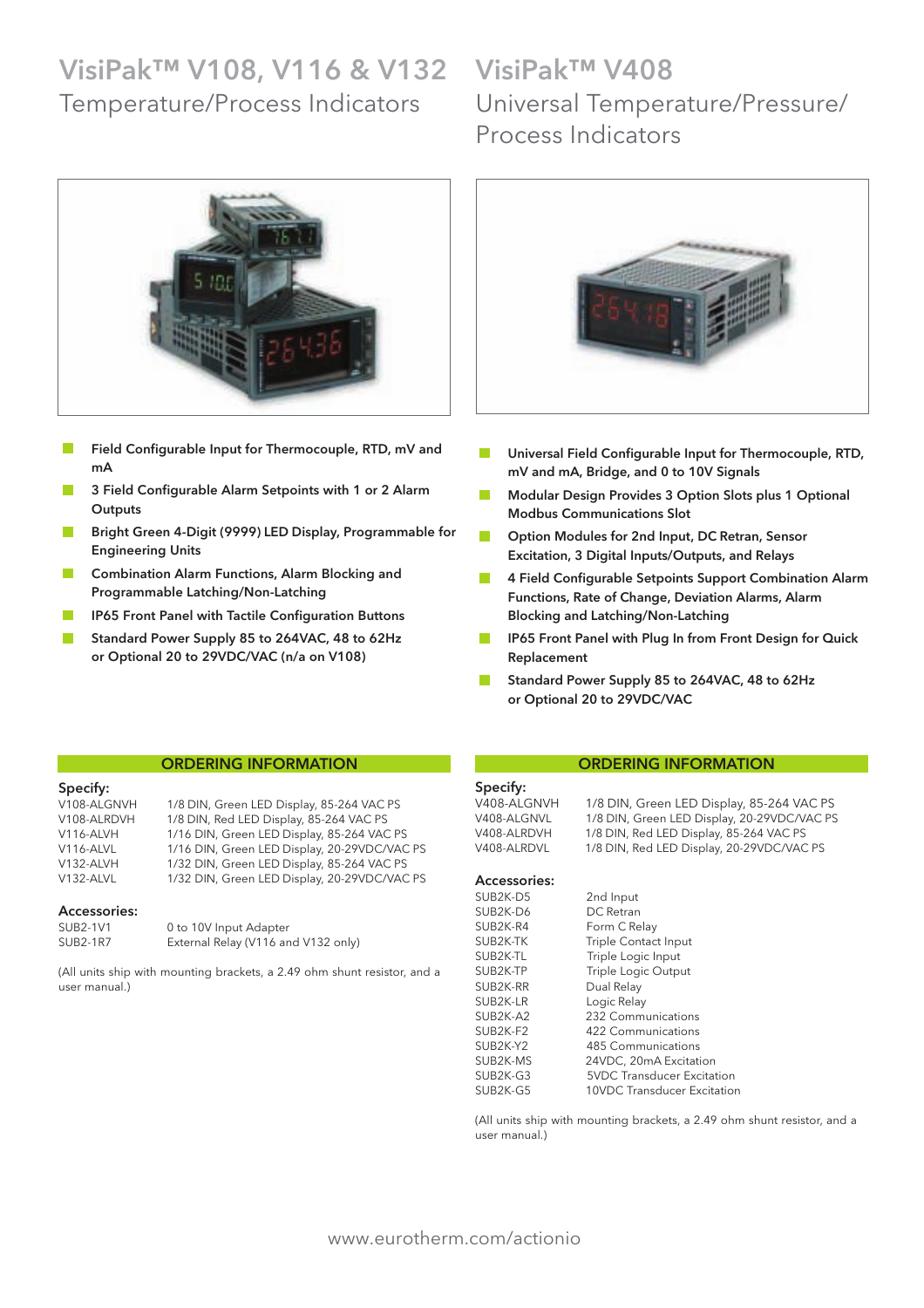# VisiPak™ V108, V116 & V132

## Temperature/Process Indicators

- Field Configurable Input for Thermocouple, RTD, mV and mA
- 3 Field Configurable Alarm Setpoints with 1 or 2 Alarm Outputs
- Bright Green 4-Digit (9999) LED Display, Programmable for Engineering Units
- Combination Alarm Functions, Alarm Blocking and Programmable Latching/Non-Latching
- IP65 Front Panel with Tactile Configuration Buttons
- Standard Power Supply 85 to 264VAC, 48 to 62Hz or Optional 20 to 29VDC/VAC (n/a on V108)

### ORDERING INFORMATION

**Specify:**

| | |
|---|---|
| V108-ALGNVH | 1/8 DIN, Green LED Display, 85-264 VAC PS |
| V108-ALRDVH | 1/8 DIN, Red LED Display, 85-264 VAC PS |
| V116-ALVH | 1/16 DIN, Green LED Display, 85-264 VAC PS |
| V116-ALVL | 1/16 DIN, Green LED Display, 20-29VDC/VAC PS |
| V132-ALVH | 1/32 DIN, Green LED Display, 85-264 VAC PS |
| V132-ALVL | 1/32 DIN, Green LED Display, 20-29VDC/VAC PS |

**Accessories:**

| | |
|---|---|
| SUB2-1V1 | 0 to 10V Input Adapter |
| SUB2-1R7 | External Relay (V116 and V132 only) |

(All units ship with mounting brackets, a 2.49 ohm shunt resistor, and a user manual.)

# VisiPak™ V408

## Universal Temperature/Pressure/ Process Indicators

- Universal Field Configurable Input for Thermocouple, RTD, mV and mA, Bridge, and 0 to 10V Signals
- Modular Design Provides 3 Option Slots plus 1 Optional Modbus Communications Slot
- Option Modules for 2nd Input, DC Retran, Sensor Excitation, 3 Digital Inputs/Outputs, and Relays
- 4 Field Configurable Setpoints Support Combination Alarm Functions, Rate of Change, Deviation Alarms, Alarm Blocking and Latching/Non-Latching
- IP65 Front Panel with Plug In from Front Design for Quick Replacement
- Standard Power Supply 85 to 264VAC, 48 to 62Hz or Optional 20 to 29VDC/VAC

### ORDERING INFORMATION

**Specify:**

| | |
|---|---|
| V408-ALGNVH | 1/8 DIN, Green LED Display, 85-264 VAC PS |
| V408-ALGNVL | 1/8 DIN, Green LED Display, 20-29VDC/VAC PS |
| V408-ALRDVH | 1/8 DIN, Red LED Display, 85-264 VAC PS |
| V408-ALRDVL | 1/8 DIN, Red LED Display, 20-29VDC/VAC PS |

**Accessories:**

| | |
|---|---|
| SUB2K-D5 | 2nd Input |
| SUB2K-D6 | DC Retran |
| SUB2K-R4 | Form C Relay |
| SUB2K-TK | Triple Contact Input |
| SUB2K-TL | Triple Logic Input |
| SUB2K-TP | Triple Logic Output |
| SUB2K-RR | Dual Relay |
| SUB2K-LR | Logic Relay |
| SUB2K-A2 | 232 Communications |
| SUB2K-F2 | 422 Communications |
| SUB2K-Y2 | 485 Communications |
| SUB2K-MS | 24VDC, 20mA Excitation |
| SUB2K-G3 | 5VDC Transducer Excitation |
| SUB2K-G5 | 10VDC Transducer Excitation |

(All units ship with mounting brackets, a 2.49 ohm shunt resistor, and a user manual.)

www.eurotherm.com/actionio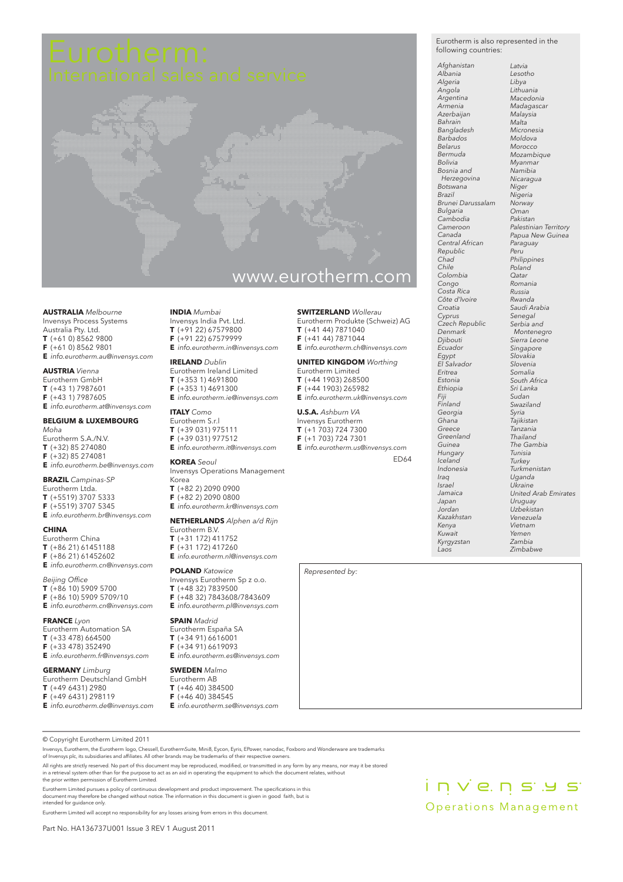# Eurotherm:

## International sales and service

www.eurotherm.com

**AUSTRALIA** *Melbourne*
Invensys Process Systems
Australia Pty. Ltd.
**T** (+61 0) 8562 9800
**F** (+61 0) 8562 9801
**E** *info.eurotherm.au@invensys.com*

**AUSTRIA** *Vienna*
Eurotherm GmbH
**T** (+43 1) 7987601
**F** (+43 1) 7987605
**E** *info.eurotherm.at@invensys.com*

**BELGIUM & LUXEMBOURG** *Moha*
Eurotherm S.A./N.V.
**T** (+32) 85 274080
**F** (+32) 85 274081
**E** *info.eurotherm.be@invensys.com*

**BRAZIL** *Campinas-SP*
Eurotherm Ltda.
**T** (+5519) 3707 5333
**F** (+5519) 3707 5345
**E** *info.eurotherm.br@invensys.com*

**CHINA**
Eurotherm China
**T** (+86 21) 61451188
**F** (+86 21) 61452602
**E** *info.eurotherm.cn@invensys.com*

*Beijing Office*
**T** (+86 10) 5909 5700
**F** (+86 10) 5909 5709/10
**E** *info.eurotherm.cn@invensys.com*

**FRANCE** *Lyon*
Eurotherm Automation SA
**T** (+33 478) 664500
**F** (+33 478) 352490
**E** *info.eurotherm.fr@invensys.com*

**GERMANY** *Limburg*
Eurotherm Deutschland GmbH
**T** (+49 6431) 2980
**F** (+49 6431) 298119
**E** *info.eurotherm.de@invensys.com*

**INDIA** *Mumbai*
Invensys India Pvt. Ltd.
**T** (+91 22) 67579800
**F** (+91 22) 67579999
**E** *info.eurotherm.in@invensys.com*

**IRELAND** *Dublin*
Eurotherm Ireland Limited
**T** (+353 1) 4691800
**F** (+353 1) 4691300
**E** *info.eurotherm.ie@invensys.com*

**ITALY** *Como*
Eurotherm S.r.l
**T** (+39 031) 975111
**F** (+39 031) 977512
**E** *info.eurotherm.it@invensys.com*

**KOREA** *Seoul*
Invensys Operations Management Korea
**T** (+82 2) 2090 0900
**F** (+82 2) 2090 0800
**E** *info.eurotherm.kr@invensys.com*

**NETHERLANDS** *Alphen a/d Rijn*
Eurotherm B.V.
**T** (+31 172) 411752
**F** (+31 172) 417260
**E** *info.eurotherm.nl@invensys.com*

**POLAND** *Katowice*
Invensys Eurotherm Sp z o.o.
**T** (+48 32) 7839500
**F** (+48 32) 7843608/7843609
**E** *info.eurotherm.pl@invensys.com*

**SPAIN** *Madrid*
Eurotherm España SA
**T** (+34 91) 6616001
**F** (+34 91) 6619093
**E** *info.eurotherm.es@invensys.com*

**SWEDEN** *Malmo*
Eurotherm AB
**T** (+46 40) 384500
**F** (+46 40) 384545
**E** *info.eurotherm.se@invensys.com*

**SWITZERLAND** *Wollerau*
Eurotherm Produkte (Schweiz) AG
**T** (+41 44) 7871040
**F** (+41 44) 7871044
**E** *info.eurotherm.ch@invensys.com*

**UNITED KINGDOM** *Worthing*
Eurotherm Limited
**T** (+44 1903) 268500
**F** (+44 1903) 265982
**E** *info.eurotherm.uk@invensys.com*

**U.S.A.** *Ashburn VA*
Invensys Eurotherm
**T** (+1 703) 724 7300
**F** (+1 703) 724 7301
**E** *info.eurotherm.us@invensys.com*

ED64

Eurotherm is also represented in the following countries:

*Afghanistan, Albania, Algeria, Angola, Argentina, Armenia, Azerbaijan, Bahrain, Bangladesh, Barbados, Belarus, Bermuda, Bolivia, Bosnia and Herzegovina, Botswana, Brazil, Brunei Darussalam, Bulgaria, Cambodia, Cameroon, Canada, Central African Republic, Chad, Chile, Colombia, Congo, Costa Rica, Côte d'Ivoire, Croatia, Cyprus, Czech Republic, Denmark, Djibouti, Ecuador, Egypt, El Salvador, Eritrea, Estonia, Ethiopia, Fiji, Finland, Georgia, Ghana, Greece, Greenland, Guinea, Hungary, Iceland, Indonesia, Iraq, Israel, Jamaica, Japan, Jordan, Kazakhstan, Kenya, Kuwait, Kyrgyzstan, Laos, Latvia, Lesotho, Libya, Lithuania, Macedonia, Madagascar, Malaysia, Malta, Micronesia, Moldova, Morocco, Mozambique, Myanmar, Namibia, Nicaragua, Niger, Nigeria, Norway, Oman, Pakistan, Palestinian Territory, Papua New Guinea, Paraguay, Peru, Philippines, Poland, Qatar, Romania, Russia, Rwanda, Saudi Arabia, Senegal, Serbia and Montenegro, Sierra Leone, Singapore, Slovakia, Slovenia, Somalia, South Africa, Sri Lanka, Sudan, Swaziland, Syria, Tajikistan, Tanzania, Thailand, The Gambia, Tunisia, Turkey, Turkmenistan, Uganda, Ukraine, United Arab Emirates, Uruguay, Uzbekistan, Venezuela, Vietnam, Yemen, Zambia, Zimbabwe*

*Represented by:*

© Copyright Eurotherm Limited 2011

Invensys, Eurotherm, the Eurotherm logo, Chessell, EurothermSuite, Mini8, Eycon, Eyris, EPower, nanodac, Foxboro and Wonderware are trademarks of Invensys plc, its subsidiaries and affiliates. All other brands may be trademarks of their respective owners.

All rights are strictly reserved. No part of this document may be reproduced, modified, or transmitted in any form by any means, nor may it be stored in a retrieval system other than for the purpose to act as an aid in operating the equipment to which the document relates, without the prior written permission of Eurotherm Limited.

Eurotherm Limited pursues a policy of continuous development and product improvement. The specifications in this document may therefore be changed without notice. The information in this document is given in good faith, but is intended for guidance only.

Eurotherm Limited will accept no responsibility for any losses arising from errors in this document.

invensys
Operations Management

Part No. HA136737U001 Issue 3 REV 1 August 2011